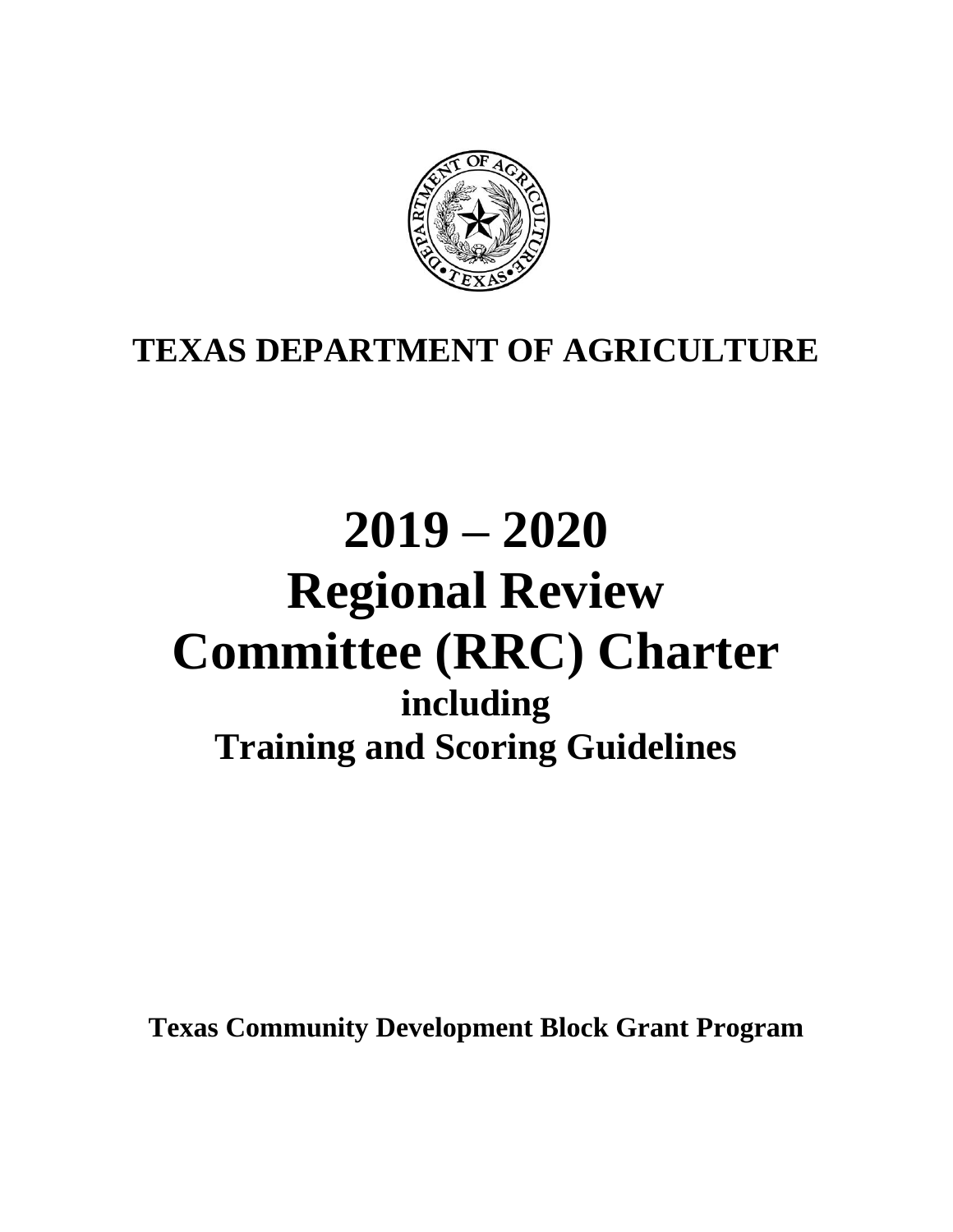# TEXAS DEPARTMENT OF AGRICULTURE

# 2019 – 2020
# Regional Review Committee (RRC) Charter

## including
## Training and Scoring Guidelines

**Texas Community Development Block Grant Program**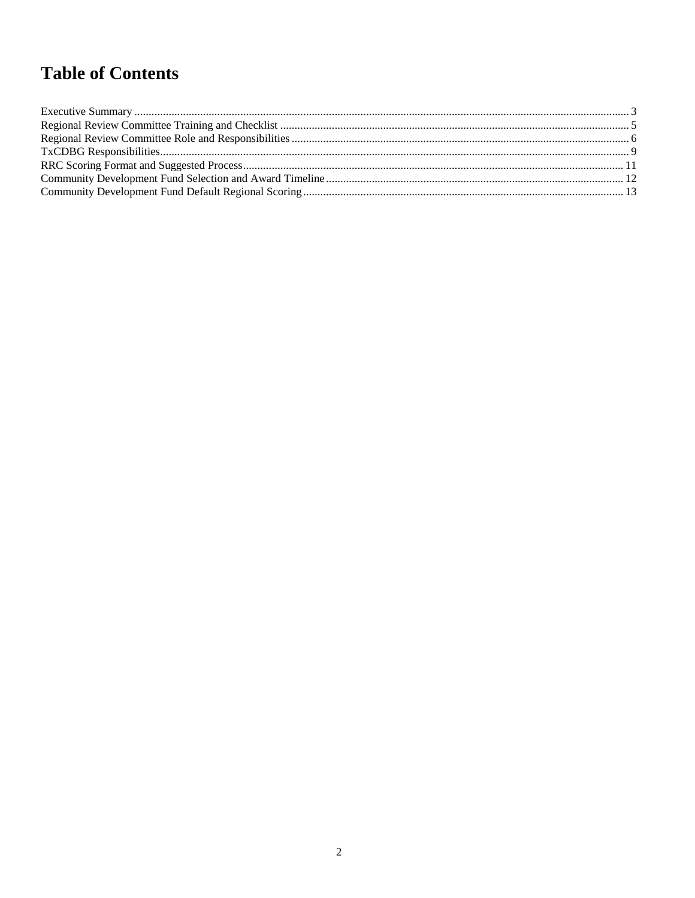# Table of Contents

Executive Summary ........................................................................................................ 3
Regional Review Committee Training and Checklist ...................................................... 5
Regional Review Committee Role and Responsibilities .................................................. 6
TxCDBG Responsibilities................................................................................................ 9
RRC Scoring Format and Suggested Process................................................................ 11
Community Development Fund Selection and Award Timeline .................................... 12
Community Development Fund Default Regional Scoring ........................................... 13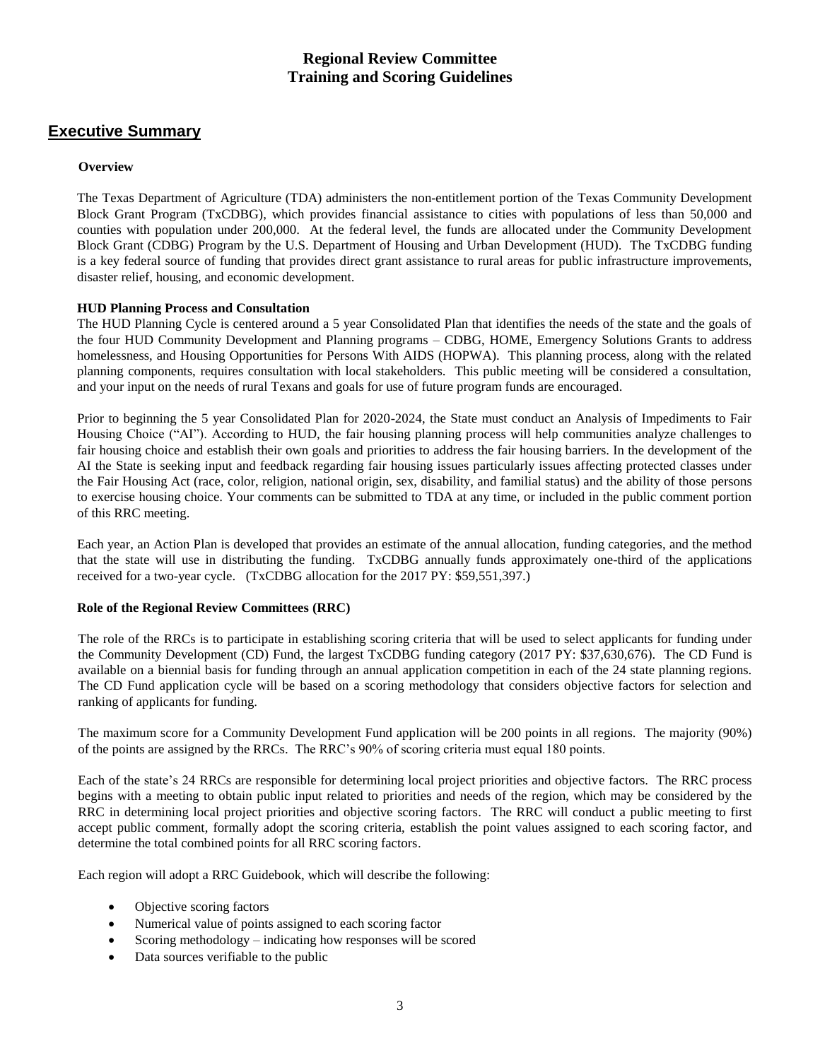# Regional Review Committee
# Training and Scoring Guidelines

## Executive Summary

### Overview

The Texas Department of Agriculture (TDA) administers the non-entitlement portion of the Texas Community Development Block Grant Program (TxCDBG), which provides financial assistance to cities with populations of less than 50,000 and counties with population under 200,000. At the federal level, the funds are allocated under the Community Development Block Grant (CDBG) Program by the U.S. Department of Housing and Urban Development (HUD). The TxCDBG funding is a key federal source of funding that provides direct grant assistance to rural areas for public infrastructure improvements, disaster relief, housing, and economic development.

### HUD Planning Process and Consultation

The HUD Planning Cycle is centered around a 5 year Consolidated Plan that identifies the needs of the state and the goals of the four HUD Community Development and Planning programs – CDBG, HOME, Emergency Solutions Grants to address homelessness, and Housing Opportunities for Persons With AIDS (HOPWA). This planning process, along with the related planning components, requires consultation with local stakeholders. This public meeting will be considered a consultation, and your input on the needs of rural Texans and goals for use of future program funds are encouraged.

Prior to beginning the 5 year Consolidated Plan for 2020-2024, the State must conduct an Analysis of Impediments to Fair Housing Choice ("AI"). According to HUD, the fair housing planning process will help communities analyze challenges to fair housing choice and establish their own goals and priorities to address the fair housing barriers. In the development of the AI the State is seeking input and feedback regarding fair housing issues particularly issues affecting protected classes under the Fair Housing Act (race, color, religion, national origin, sex, disability, and familial status) and the ability of those persons to exercise housing choice. Your comments can be submitted to TDA at any time, or included in the public comment portion of this RRC meeting.

Each year, an Action Plan is developed that provides an estimate of the annual allocation, funding categories, and the method that the state will use in distributing the funding. TxCDBG annually funds approximately one-third of the applications received for a two-year cycle. (TxCDBG allocation for the 2017 PY: $59,551,397.)

### Role of the Regional Review Committees (RRC)

The role of the RRCs is to participate in establishing scoring criteria that will be used to select applicants for funding under the Community Development (CD) Fund, the largest TxCDBG funding category (2017 PY: $37,630,676). The CD Fund is available on a biennial basis for funding through an annual application competition in each of the 24 state planning regions. The CD Fund application cycle will be based on a scoring methodology that considers objective factors for selection and ranking of applicants for funding.

The maximum score for a Community Development Fund application will be 200 points in all regions. The majority (90%) of the points are assigned by the RRCs. The RRC's 90% of scoring criteria must equal 180 points.

Each of the state's 24 RRCs are responsible for determining local project priorities and objective factors. The RRC process begins with a meeting to obtain public input related to priorities and needs of the region, which may be considered by the RRC in determining local project priorities and objective scoring factors. The RRC will conduct a public meeting to first accept public comment, formally adopt the scoring criteria, establish the point values assigned to each scoring factor, and determine the total combined points for all RRC scoring factors.

Each region will adopt a RRC Guidebook, which will describe the following:

- Objective scoring factors
- Numerical value of points assigned to each scoring factor
- Scoring methodology – indicating how responses will be scored
- Data sources verifiable to the public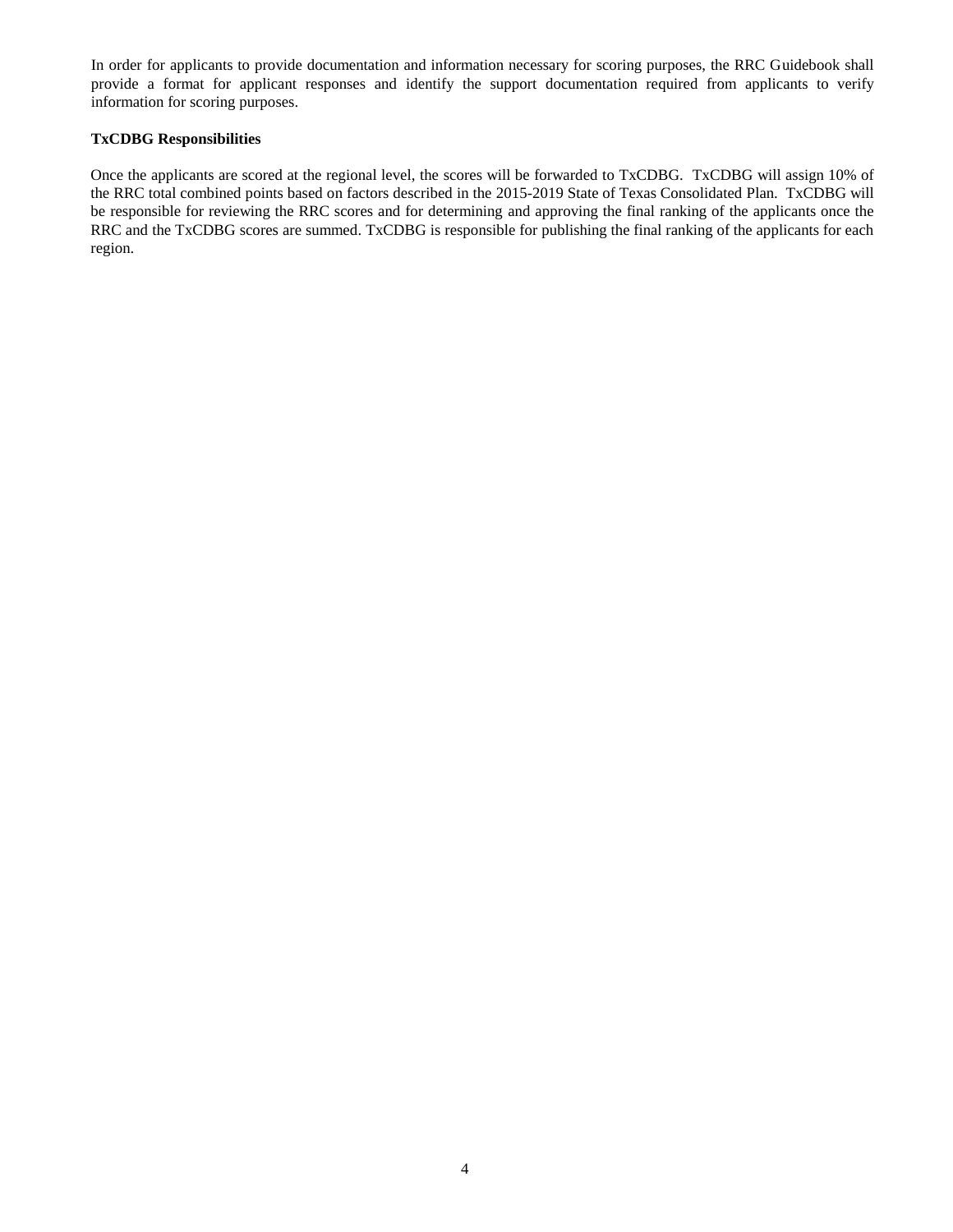In order for applicants to provide documentation and information necessary for scoring purposes, the RRC Guidebook shall provide a format for applicant responses and identify the support documentation required from applicants to verify information for scoring purposes.

**TxCDBG Responsibilities**

Once the applicants are scored at the regional level, the scores will be forwarded to TxCDBG. TxCDBG will assign 10% of the RRC total combined points based on factors described in the 2015-2019 State of Texas Consolidated Plan. TxCDBG will be responsible for reviewing the RRC scores and for determining and approving the final ranking of the applicants once the RRC and the TxCDBG scores are summed. TxCDBG is responsible for publishing the final ranking of the applicants for each region.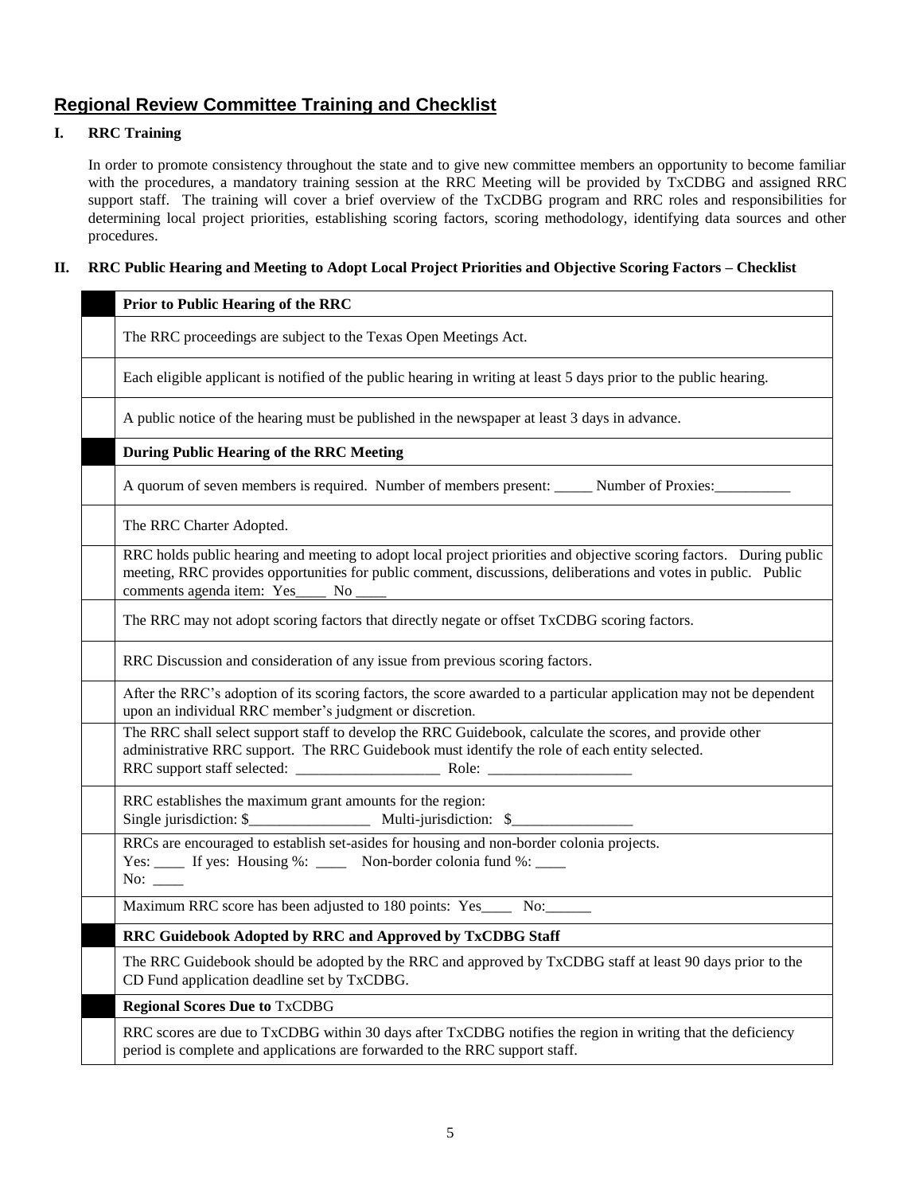## Regional Review Committee Training and Checklist

**I. RRC Training**

In order to promote consistency throughout the state and to give new committee members an opportunity to become familiar with the procedures, a mandatory training session at the RRC Meeting will be provided by TxCDBG and assigned RRC support staff. The training will cover a brief overview of the TxCDBG program and RRC roles and responsibilities for determining local project priorities, establishing scoring factors, scoring methodology, identifying data sources and other procedures.

**II. RRC Public Hearing and Meeting to Adopt Local Project Priorities and Objective Scoring Factors – Checklist**

| | **Prior to Public Hearing of the RRC** |
|---|---|
| | The RRC proceedings are subject to the Texas Open Meetings Act. |
| | Each eligible applicant is notified of the public hearing in writing at least 5 days prior to the public hearing. |
| | A public notice of the hearing must be published in the newspaper at least 3 days in advance. |
| | **During Public Hearing of the RRC Meeting** |
| | A quorum of seven members is required. Number of members present: _____ Number of Proxies:__________ |
| | The RRC Charter Adopted. |
| | RRC holds public hearing and meeting to adopt local project priorities and objective scoring factors. During public meeting, RRC provides opportunities for public comment, discussions, deliberations and votes in public. Public comments agenda item: Yes____ No ____ |
| | The RRC may not adopt scoring factors that directly negate or offset TxCDBG scoring factors. |
| | RRC Discussion and consideration of any issue from previous scoring factors. |
| | After the RRC's adoption of its scoring factors, the score awarded to a particular application may not be dependent upon an individual RRC member's judgment or discretion. |
| | The RRC shall select support staff to develop the RRC Guidebook, calculate the scores, and provide other administrative RRC support. The RRC Guidebook must identify the role of each entity selected. RRC support staff selected: ___________________ Role: ___________________ |
| | RRC establishes the maximum grant amounts for the region: Single jurisdiction: $________________ Multi-jurisdiction: $________________ |
| | RRCs are encouraged to establish set-asides for housing and non-border colonia projects. Yes: ____ If yes: Housing %: ____ Non-border colonia fund %: ____ No: ____ |
| | Maximum RRC score has been adjusted to 180 points: Yes____ No:______ |
| | **RRC Guidebook Adopted by RRC and Approved by TxCDBG Staff** |
| | The RRC Guidebook should be adopted by the RRC and approved by TxCDBG staff at least 90 days prior to the CD Fund application deadline set by TxCDBG. |
| | **Regional Scores Due to** TxCDBG |
| | RRC scores are due to TxCDBG within 30 days after TxCDBG notifies the region in writing that the deficiency period is complete and applications are forwarded to the RRC support staff. |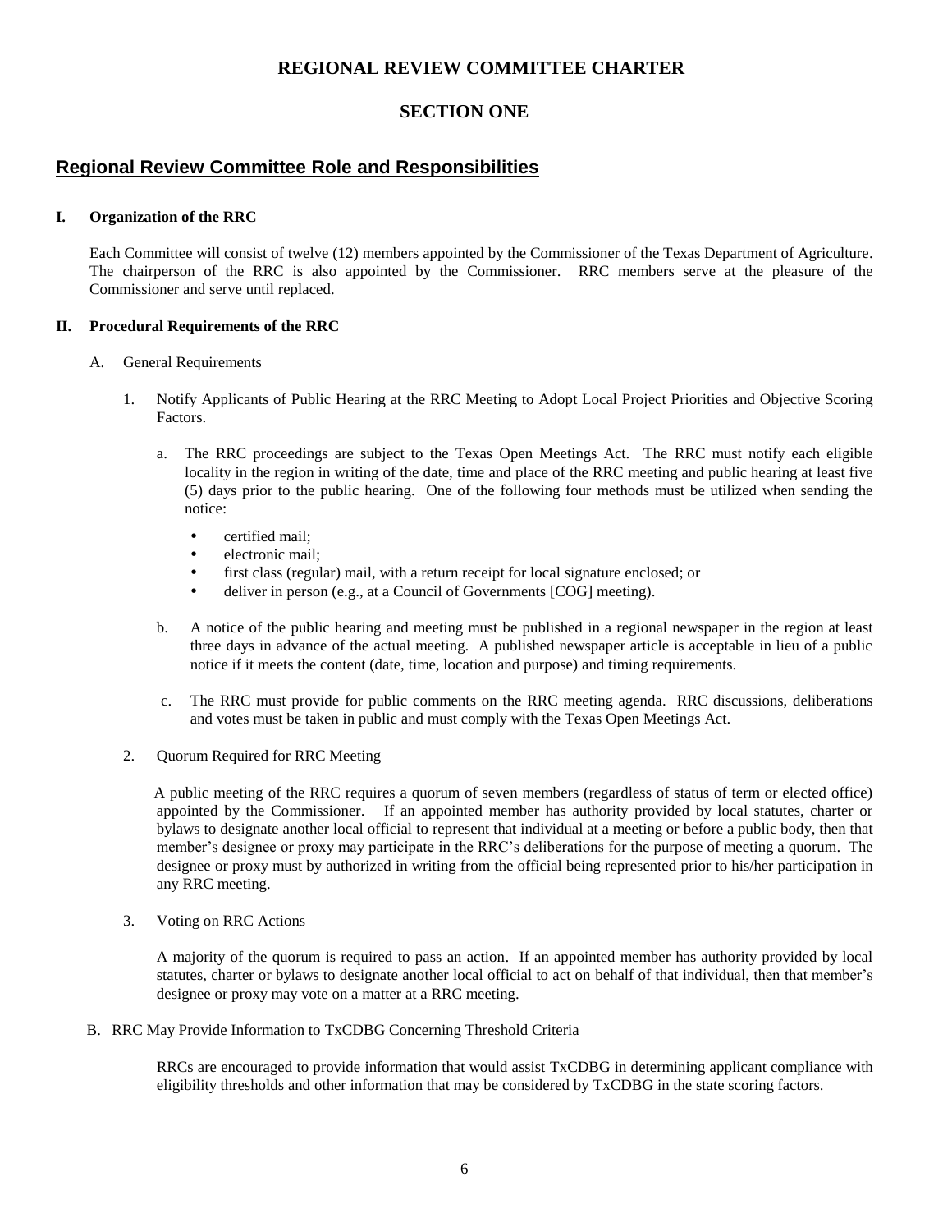# REGIONAL REVIEW COMMITTEE CHARTER

## SECTION ONE

## Regional Review Committee Role and Responsibilities

### I. Organization of the RRC

Each Committee will consist of twelve (12) members appointed by the Commissioner of the Texas Department of Agriculture. The chairperson of the RRC is also appointed by the Commissioner. RRC members serve at the pleasure of the Commissioner and serve until replaced.

### II. Procedural Requirements of the RRC

A. General Requirements

1. Notify Applicants of Public Hearing at the RRC Meeting to Adopt Local Project Priorities and Objective Scoring Factors.

   a. The RRC proceedings are subject to the Texas Open Meetings Act. The RRC must notify each eligible locality in the region in writing of the date, time and place of the RRC meeting and public hearing at least five (5) days prior to the public hearing. One of the following four methods must be utilized when sending the notice:

      - certified mail;
      - electronic mail;
      - first class (regular) mail, with a return receipt for local signature enclosed; or
      - deliver in person (e.g., at a Council of Governments [COG] meeting).

   b. A notice of the public hearing and meeting must be published in a regional newspaper in the region at least three days in advance of the actual meeting. A published newspaper article is acceptable in lieu of a public notice if it meets the content (date, time, location and purpose) and timing requirements.

   c. The RRC must provide for public comments on the RRC meeting agenda. RRC discussions, deliberations and votes must be taken in public and must comply with the Texas Open Meetings Act.

2. Quorum Required for RRC Meeting

   A public meeting of the RRC requires a quorum of seven members (regardless of status of term or elected office) appointed by the Commissioner. If an appointed member has authority provided by local statutes, charter or bylaws to designate another local official to represent that individual at a meeting or before a public body, then that member's designee or proxy may participate in the RRC's deliberations for the purpose of meeting a quorum. The designee or proxy must by authorized in writing from the official being represented prior to his/her participation in any RRC meeting.

3. Voting on RRC Actions

   A majority of the quorum is required to pass an action. If an appointed member has authority provided by local statutes, charter or bylaws to designate another local official to act on behalf of that individual, then that member's designee or proxy may vote on a matter at a RRC meeting.

B. RRC May Provide Information to TxCDBG Concerning Threshold Criteria

   RRCs are encouraged to provide information that would assist TxCDBG in determining applicant compliance with eligibility thresholds and other information that may be considered by TxCDBG in the state scoring factors.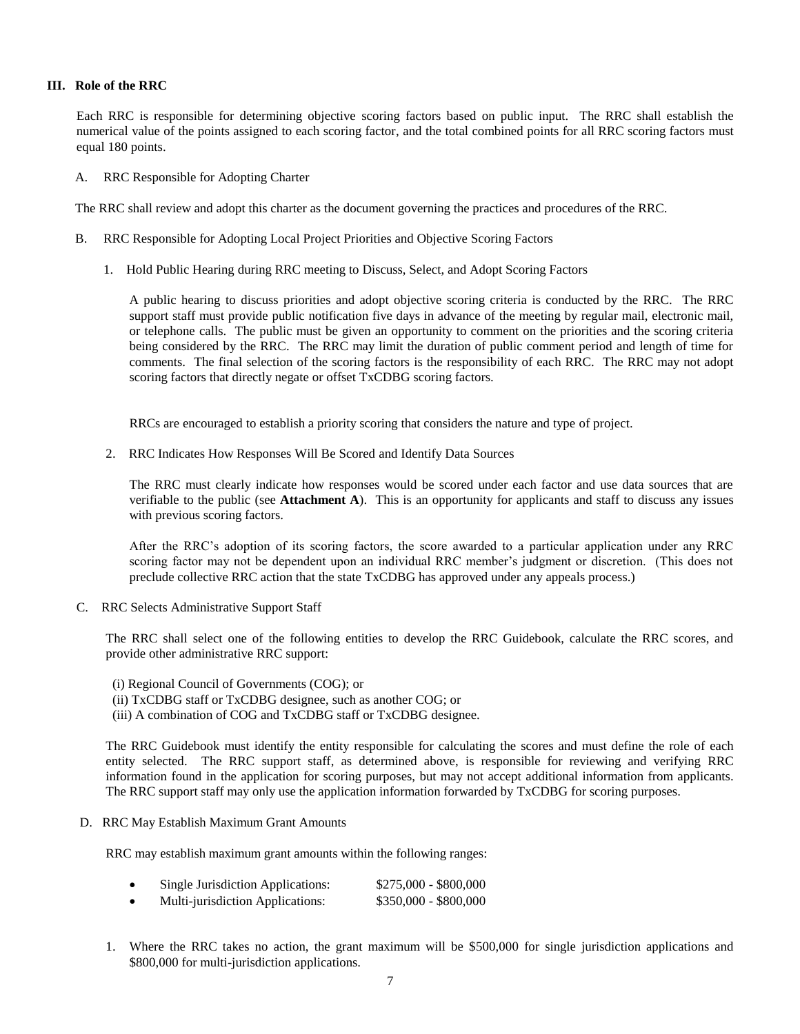## III. Role of the RRC

Each RRC is responsible for determining objective scoring factors based on public input. The RRC shall establish the numerical value of the points assigned to each scoring factor, and the total combined points for all RRC scoring factors must equal 180 points.

### A. RRC Responsible for Adopting Charter

The RRC shall review and adopt this charter as the document governing the practices and procedures of the RRC.

### B. RRC Responsible for Adopting Local Project Priorities and Objective Scoring Factors

1. Hold Public Hearing during RRC meeting to Discuss, Select, and Adopt Scoring Factors

   A public hearing to discuss priorities and adopt objective scoring criteria is conducted by the RRC. The RRC support staff must provide public notification five days in advance of the meeting by regular mail, electronic mail, or telephone calls. The public must be given an opportunity to comment on the priorities and the scoring criteria being considered by the RRC. The RRC may limit the duration of public comment period and length of time for comments. The final selection of the scoring factors is the responsibility of each RRC. The RRC may not adopt scoring factors that directly negate or offset TxCDBG scoring factors.

   RRCs are encouraged to establish a priority scoring that considers the nature and type of project.

2. RRC Indicates How Responses Will Be Scored and Identify Data Sources

   The RRC must clearly indicate how responses would be scored under each factor and use data sources that are verifiable to the public (see **Attachment A**). This is an opportunity for applicants and staff to discuss any issues with previous scoring factors.

   After the RRC's adoption of its scoring factors, the score awarded to a particular application under any RRC scoring factor may not be dependent upon an individual RRC member's judgment or discretion. (This does not preclude collective RRC action that the state TxCDBG has approved under any appeals process.)

### C. RRC Selects Administrative Support Staff

The RRC shall select one of the following entities to develop the RRC Guidebook, calculate the RRC scores, and provide other administrative RRC support:

(i) Regional Council of Governments (COG); or
(ii) TxCDBG staff or TxCDBG designee, such as another COG; or
(iii) A combination of COG and TxCDBG staff or TxCDBG designee.

The RRC Guidebook must identify the entity responsible for calculating the scores and must define the role of each entity selected. The RRC support staff, as determined above, is responsible for reviewing and verifying RRC information found in the application for scoring purposes, but may not accept additional information from applicants. The RRC support staff may only use the application information forwarded by TxCDBG for scoring purposes.

### D. RRC May Establish Maximum Grant Amounts

RRC may establish maximum grant amounts within the following ranges:

- Single Jurisdiction Applications: $275,000 - $800,000
- Multi-jurisdiction Applications: $350,000 - $800,000

1. Where the RRC takes no action, the grant maximum will be $500,000 for single jurisdiction applications and $800,000 for multi-jurisdiction applications.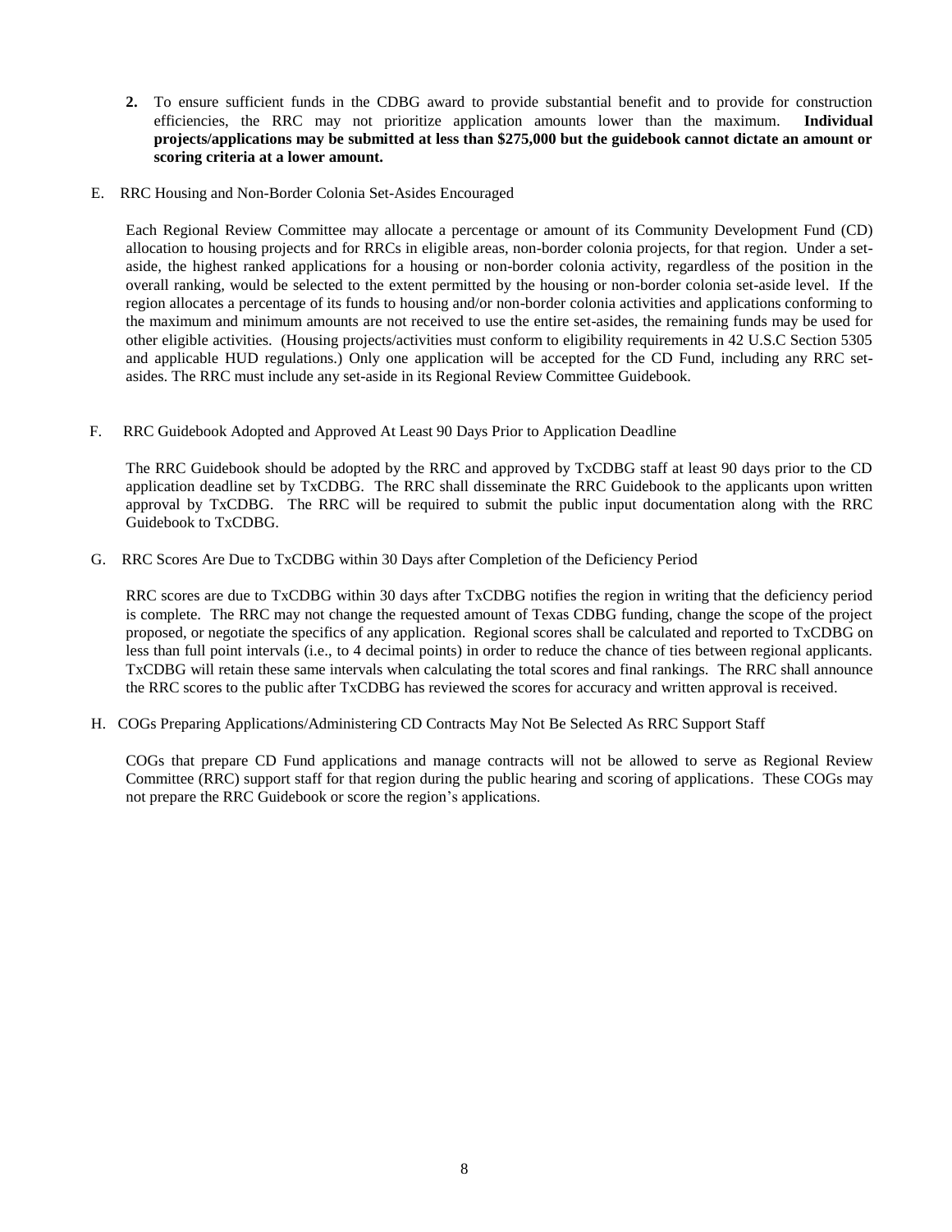2. To ensure sufficient funds in the CDBG award to provide substantial benefit and to provide for construction efficiencies, the RRC may not prioritize application amounts lower than the maximum. **Individual projects/applications may be submitted at less than $275,000 but the guidebook cannot dictate an amount or scoring criteria at a lower amount.**

E. RRC Housing and Non-Border Colonia Set-Asides Encouraged

Each Regional Review Committee may allocate a percentage or amount of its Community Development Fund (CD) allocation to housing projects and for RRCs in eligible areas, non-border colonia projects, for that region. Under a set-aside, the highest ranked applications for a housing or non-border colonia activity, regardless of the position in the overall ranking, would be selected to the extent permitted by the housing or non-border colonia set-aside level. If the region allocates a percentage of its funds to housing and/or non-border colonia activities and applications conforming to the maximum and minimum amounts are not received to use the entire set-asides, the remaining funds may be used for other eligible activities. (Housing projects/activities must conform to eligibility requirements in 42 U.S.C Section 5305 and applicable HUD regulations.) Only one application will be accepted for the CD Fund, including any RRC set-asides. The RRC must include any set-aside in its Regional Review Committee Guidebook.

F. RRC Guidebook Adopted and Approved At Least 90 Days Prior to Application Deadline

The RRC Guidebook should be adopted by the RRC and approved by TxCDBG staff at least 90 days prior to the CD application deadline set by TxCDBG. The RRC shall disseminate the RRC Guidebook to the applicants upon written approval by TxCDBG. The RRC will be required to submit the public input documentation along with the RRC Guidebook to TxCDBG.

G. RRC Scores Are Due to TxCDBG within 30 Days after Completion of the Deficiency Period

RRC scores are due to TxCDBG within 30 days after TxCDBG notifies the region in writing that the deficiency period is complete. The RRC may not change the requested amount of Texas CDBG funding, change the scope of the project proposed, or negotiate the specifics of any application. Regional scores shall be calculated and reported to TxCDBG on less than full point intervals (i.e., to 4 decimal points) in order to reduce the chance of ties between regional applicants. TxCDBG will retain these same intervals when calculating the total scores and final rankings. The RRC shall announce the RRC scores to the public after TxCDBG has reviewed the scores for accuracy and written approval is received.

H. COGs Preparing Applications/Administering CD Contracts May Not Be Selected As RRC Support Staff

COGs that prepare CD Fund applications and manage contracts will not be allowed to serve as Regional Review Committee (RRC) support staff for that region during the public hearing and scoring of applications. These COGs may not prepare the RRC Guidebook or score the region's applications.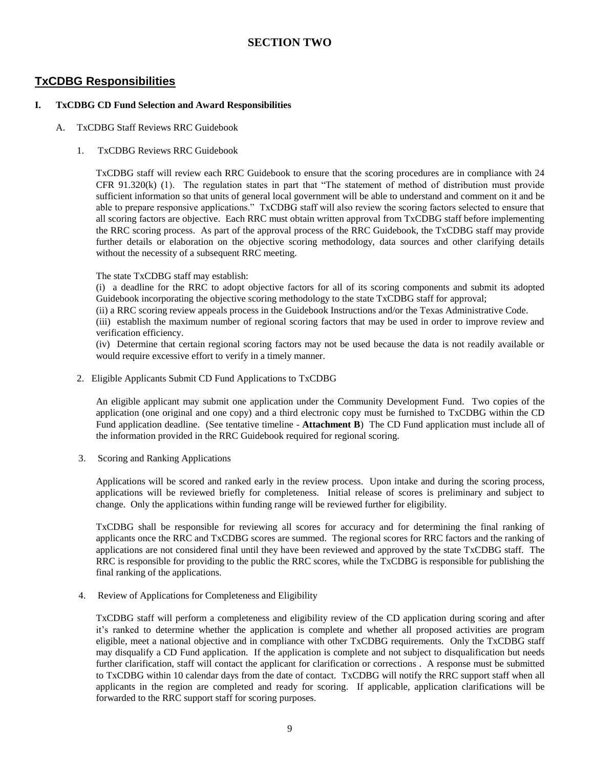# SECTION TWO

## TxCDBG Responsibilities

### I. TxCDBG CD Fund Selection and Award Responsibilities

A. TxCDBG Staff Reviews RRC Guidebook

1. TxCDBG Reviews RRC Guidebook

TxCDBG staff will review each RRC Guidebook to ensure that the scoring procedures are in compliance with 24 CFR 91.320(k) (1). The regulation states in part that "The statement of method of distribution must provide sufficient information so that units of general local government will be able to understand and comment on it and be able to prepare responsive applications." TxCDBG staff will also review the scoring factors selected to ensure that all scoring factors are objective. Each RRC must obtain written approval from TxCDBG staff before implementing the RRC scoring process. As part of the approval process of the RRC Guidebook, the TxCDBG staff may provide further details or elaboration on the objective scoring methodology, data sources and other clarifying details without the necessity of a subsequent RRC meeting.

The state TxCDBG staff may establish:

(i) a deadline for the RRC to adopt objective factors for all of its scoring components and submit its adopted Guidebook incorporating the objective scoring methodology to the state TxCDBG staff for approval;

(ii) a RRC scoring review appeals process in the Guidebook Instructions and/or the Texas Administrative Code.

(iii) establish the maximum number of regional scoring factors that may be used in order to improve review and verification efficiency.

(iv) Determine that certain regional scoring factors may not be used because the data is not readily available or would require excessive effort to verify in a timely manner.

2. Eligible Applicants Submit CD Fund Applications to TxCDBG

An eligible applicant may submit one application under the Community Development Fund. Two copies of the application (one original and one copy) and a third electronic copy must be furnished to TxCDBG within the CD Fund application deadline. (See tentative timeline - **Attachment B**) The CD Fund application must include all of the information provided in the RRC Guidebook required for regional scoring.

3. Scoring and Ranking Applications

Applications will be scored and ranked early in the review process. Upon intake and during the scoring process, applications will be reviewed briefly for completeness. Initial release of scores is preliminary and subject to change. Only the applications within funding range will be reviewed further for eligibility.

TxCDBG shall be responsible for reviewing all scores for accuracy and for determining the final ranking of applicants once the RRC and TxCDBG scores are summed. The regional scores for RRC factors and the ranking of applications are not considered final until they have been reviewed and approved by the state TxCDBG staff. The RRC is responsible for providing to the public the RRC scores, while the TxCDBG is responsible for publishing the final ranking of the applications.

4. Review of Applications for Completeness and Eligibility

TxCDBG staff will perform a completeness and eligibility review of the CD application during scoring and after it's ranked to determine whether the application is complete and whether all proposed activities are program eligible, meet a national objective and in compliance with other TxCDBG requirements. Only the TxCDBG staff may disqualify a CD Fund application. If the application is complete and not subject to disqualification but needs further clarification, staff will contact the applicant for clarification or corrections . A response must be submitted to TxCDBG within 10 calendar days from the date of contact. TxCDBG will notify the RRC support staff when all applicants in the region are completed and ready for scoring. If applicable, application clarifications will be forwarded to the RRC support staff for scoring purposes.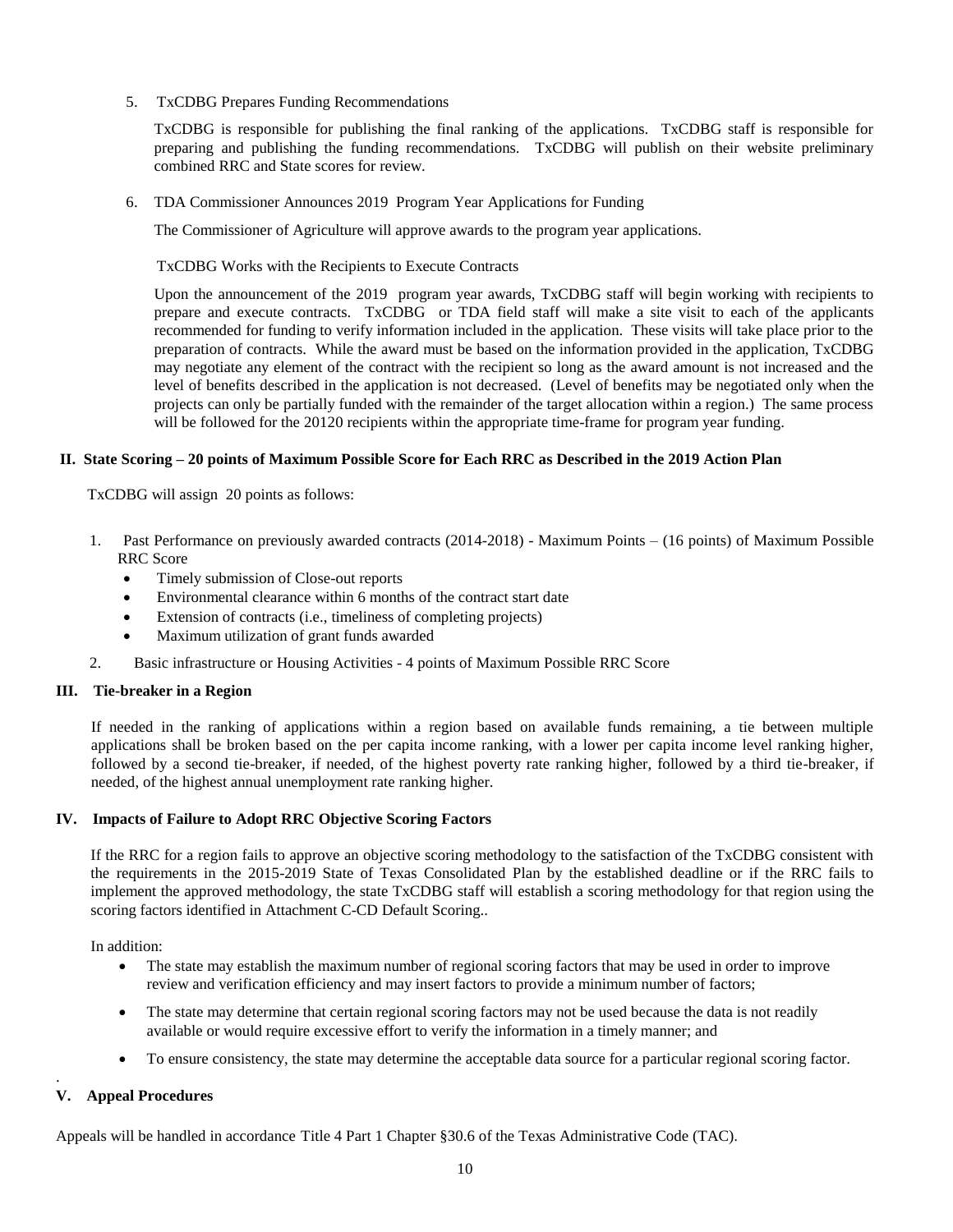5. TxCDBG Prepares Funding Recommendations

   TxCDBG is responsible for publishing the final ranking of the applications. TxCDBG staff is responsible for preparing and publishing the funding recommendations. TxCDBG will publish on their website preliminary combined RRC and State scores for review.

6. TDA Commissioner Announces 2019 Program Year Applications for Funding

   The Commissioner of Agriculture will approve awards to the program year applications.

   TxCDBG Works with the Recipients to Execute Contracts

   Upon the announcement of the 2019 program year awards, TxCDBG staff will begin working with recipients to prepare and execute contracts. TxCDBG or TDA field staff will make a site visit to each of the applicants recommended for funding to verify information included in the application. These visits will take place prior to the preparation of contracts. While the award must be based on the information provided in the application, TxCDBG may negotiate any element of the contract with the recipient so long as the award amount is not increased and the level of benefits described in the application is not decreased. (Level of benefits may be negotiated only when the projects can only be partially funded with the remainder of the target allocation within a region.) The same process will be followed for the 20120 recipients within the appropriate time-frame for program year funding.

## II. State Scoring – 20 points of Maximum Possible Score for Each RRC as Described in the 2019 Action Plan

TxCDBG will assign 20 points as follows:

1. Past Performance on previously awarded contracts (2014-2018) - Maximum Points – (16 points) of Maximum Possible RRC Score
   - Timely submission of Close-out reports
   - Environmental clearance within 6 months of the contract start date
   - Extension of contracts (i.e., timeliness of completing projects)
   - Maximum utilization of grant funds awarded
2. Basic infrastructure or Housing Activities - 4 points of Maximum Possible RRC Score

## III. Tie-breaker in a Region

If needed in the ranking of applications within a region based on available funds remaining, a tie between multiple applications shall be broken based on the per capita income ranking, with a lower per capita income level ranking higher, followed by a second tie-breaker, if needed, of the highest poverty rate ranking higher, followed by a third tie-breaker, if needed, of the highest annual unemployment rate ranking higher.

## IV. Impacts of Failure to Adopt RRC Objective Scoring Factors

If the RRC for a region fails to approve an objective scoring methodology to the satisfaction of the TxCDBG consistent with the requirements in the 2015-2019 State of Texas Consolidated Plan by the established deadline or if the RRC fails to implement the approved methodology, the state TxCDBG staff will establish a scoring methodology for that region using the scoring factors identified in Attachment C-CD Default Scoring..

In addition:

- The state may establish the maximum number of regional scoring factors that may be used in order to improve review and verification efficiency and may insert factors to provide a minimum number of factors;
- The state may determine that certain regional scoring factors may not be used because the data is not readily available or would require excessive effort to verify the information in a timely manner; and
- To ensure consistency, the state may determine the acceptable data source for a particular regional scoring factor.

## V. Appeal Procedures

Appeals will be handled in accordance Title 4 Part 1 Chapter §30.6 of the Texas Administrative Code (TAC).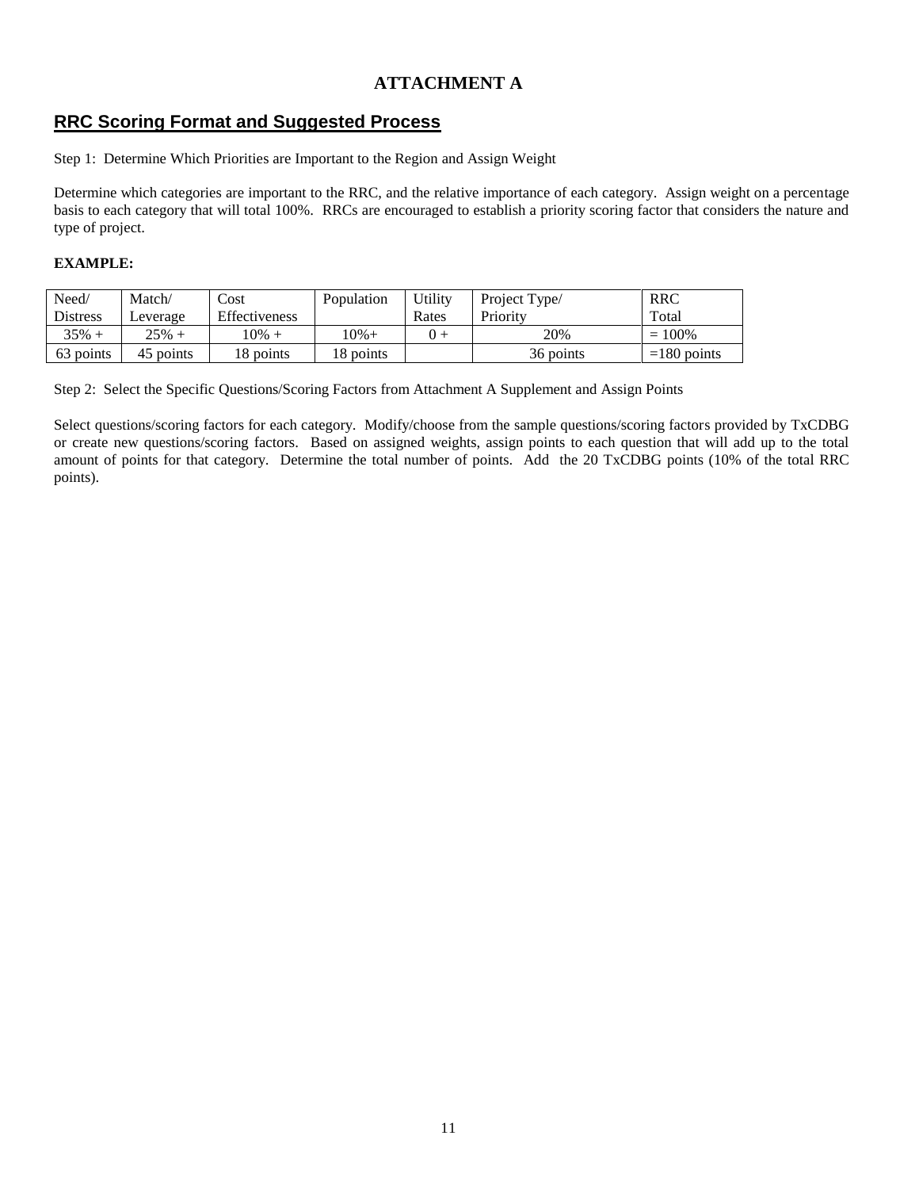# ATTACHMENT A

## RRC Scoring Format and Suggested Process

Step 1: Determine Which Priorities are Important to the Region and Assign Weight

Determine which categories are important to the RRC, and the relative importance of each category. Assign weight on a percentage basis to each category that will total 100%. RRCs are encouraged to establish a priority scoring factor that considers the nature and type of project.

**EXAMPLE:**

| Need/ Distress | Match/ Leverage | Cost Effectiveness | Population | Utility Rates | Project Type/ Priority | RRC Total |
|---|---|---|---|---|---|---|
| 35% + | 25% + | 10% + | 10%+ | 0 + | 20% | = 100% |
| 63 points | 45 points | 18 points | 18 points | | 36 points | =180 points |

Step 2: Select the Specific Questions/Scoring Factors from Attachment A Supplement and Assign Points

Select questions/scoring factors for each category. Modify/choose from the sample questions/scoring factors provided by TxCDBG or create new questions/scoring factors. Based on assigned weights, assign points to each question that will add up to the total amount of points for that category. Determine the total number of points. Add the 20 TxCDBG points (10% of the total RRC points).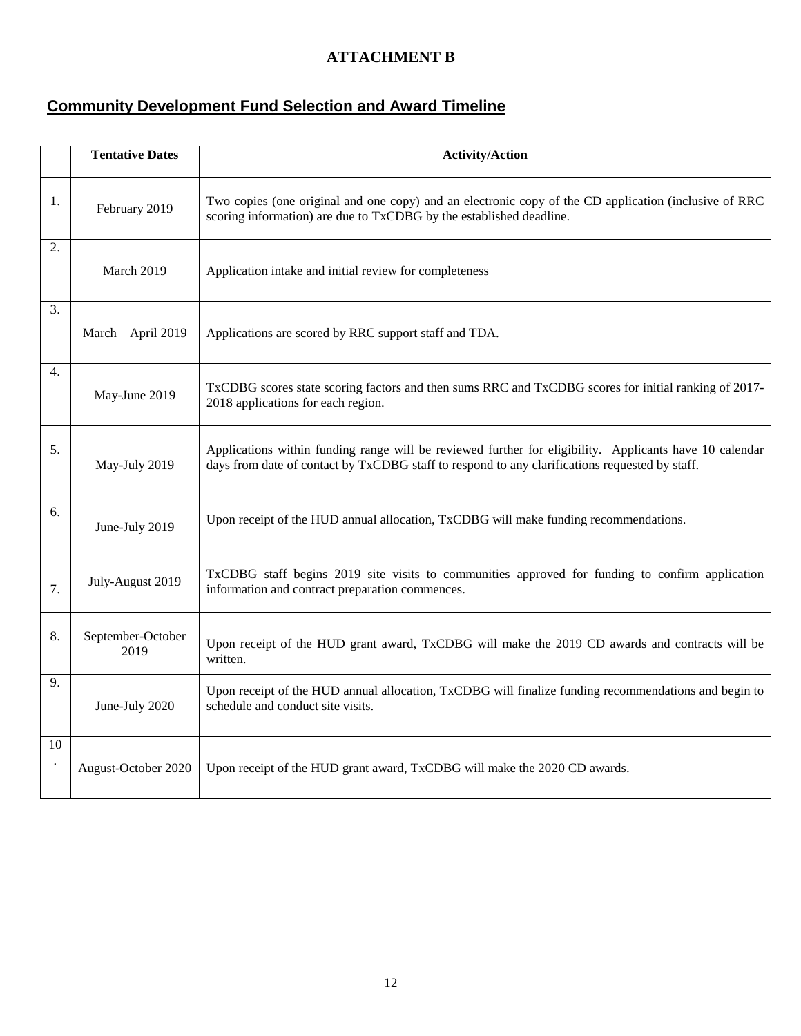# ATTACHMENT B

## Community Development Fund Selection and Award Timeline

| | Tentative Dates | Activity/Action |
|---|---|---|
| 1. | February 2019 | Two copies (one original and one copy) and an electronic copy of the CD application (inclusive of RRC scoring information) are due to TxCDBG by the established deadline. |
| 2. | March 2019 | Application intake and initial review for completeness |
| 3. | March – April 2019 | Applications are scored by RRC support staff and TDA. |
| 4. | May-June 2019 | TxCDBG scores state scoring factors and then sums RRC and TxCDBG scores for initial ranking of 2017-2018 applications for each region. |
| 5. | May-July 2019 | Applications within funding range will be reviewed further for eligibility. Applicants have 10 calendar days from date of contact by TxCDBG staff to respond to any clarifications requested by staff. |
| 6. | June-July 2019 | Upon receipt of the HUD annual allocation, TxCDBG will make funding recommendations. |
| 7. | July-August 2019 | TxCDBG staff begins 2019 site visits to communities approved for funding to confirm application information and contract preparation commences. |
| 8. | September-October 2019 | Upon receipt of the HUD grant award, TxCDBG will make the 2019 CD awards and contracts will be written. |
| 9. | June-July 2020 | Upon receipt of the HUD annual allocation, TxCDBG will finalize funding recommendations and begin to schedule and conduct site visits. |
| 10. | August-October 2020 | Upon receipt of the HUD grant award, TxCDBG will make the 2020 CD awards. |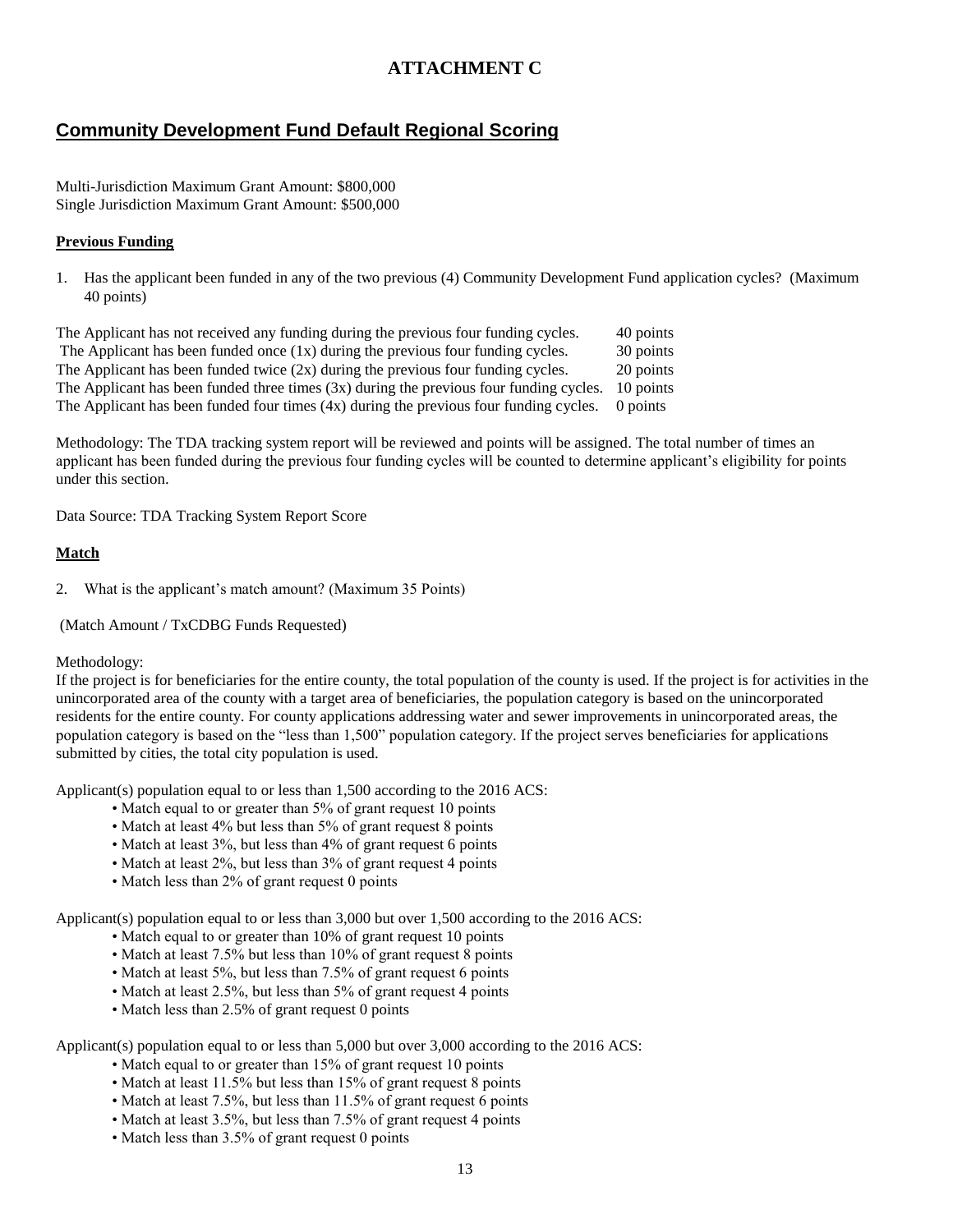# ATTACHMENT C

## Community Development Fund Default Regional Scoring

Multi-Jurisdiction Maximum Grant Amount: $800,000
Single Jurisdiction Maximum Grant Amount: $500,000

### Previous Funding

1. Has the applicant been funded in any of the two previous (4) Community Development Fund application cycles? (Maximum 40 points)

| | |
|---|---|
| The Applicant has not received any funding during the previous four funding cycles. | 40 points |
| The Applicant has been funded once (1x) during the previous four funding cycles. | 30 points |
| The Applicant has been funded twice (2x) during the previous four funding cycles. | 20 points |
| The Applicant has been funded three times (3x) during the previous four funding cycles. | 10 points |
| The Applicant has been funded four times (4x) during the previous four funding cycles. | 0 points |

Methodology: The TDA tracking system report will be reviewed and points will be assigned. The total number of times an applicant has been funded during the previous four funding cycles will be counted to determine applicant's eligibility for points under this section.

Data Source: TDA Tracking System Report Score

### Match

2. What is the applicant's match amount? (Maximum 35 Points)

(Match Amount / TxCDBG Funds Requested)

Methodology:
If the project is for beneficiaries for the entire county, the total population of the county is used. If the project is for activities in the unincorporated area of the county with a target area of beneficiaries, the population category is based on the unincorporated residents for the entire county. For county applications addressing water and sewer improvements in unincorporated areas, the population category is based on the "less than 1,500" population category. If the project serves beneficiaries for applications submitted by cities, the total city population is used.

Applicant(s) population equal to or less than 1,500 according to the 2016 ACS:

- Match equal to or greater than 5% of grant request 10 points
- Match at least 4% but less than 5% of grant request 8 points
- Match at least 3%, but less than 4% of grant request 6 points
- Match at least 2%, but less than 3% of grant request 4 points
- Match less than 2% of grant request 0 points

Applicant(s) population equal to or less than 3,000 but over 1,500 according to the 2016 ACS:

- Match equal to or greater than 10% of grant request 10 points
- Match at least 7.5% but less than 10% of grant request 8 points
- Match at least 5%, but less than 7.5% of grant request 6 points
- Match at least 2.5%, but less than 5% of grant request 4 points
- Match less than 2.5% of grant request 0 points

Applicant(s) population equal to or less than 5,000 but over 3,000 according to the 2016 ACS:

- Match equal to or greater than 15% of grant request 10 points
- Match at least 11.5% but less than 15% of grant request 8 points
- Match at least 7.5%, but less than 11.5% of grant request 6 points
- Match at least 3.5%, but less than 7.5% of grant request 4 points
- Match less than 3.5% of grant request 0 points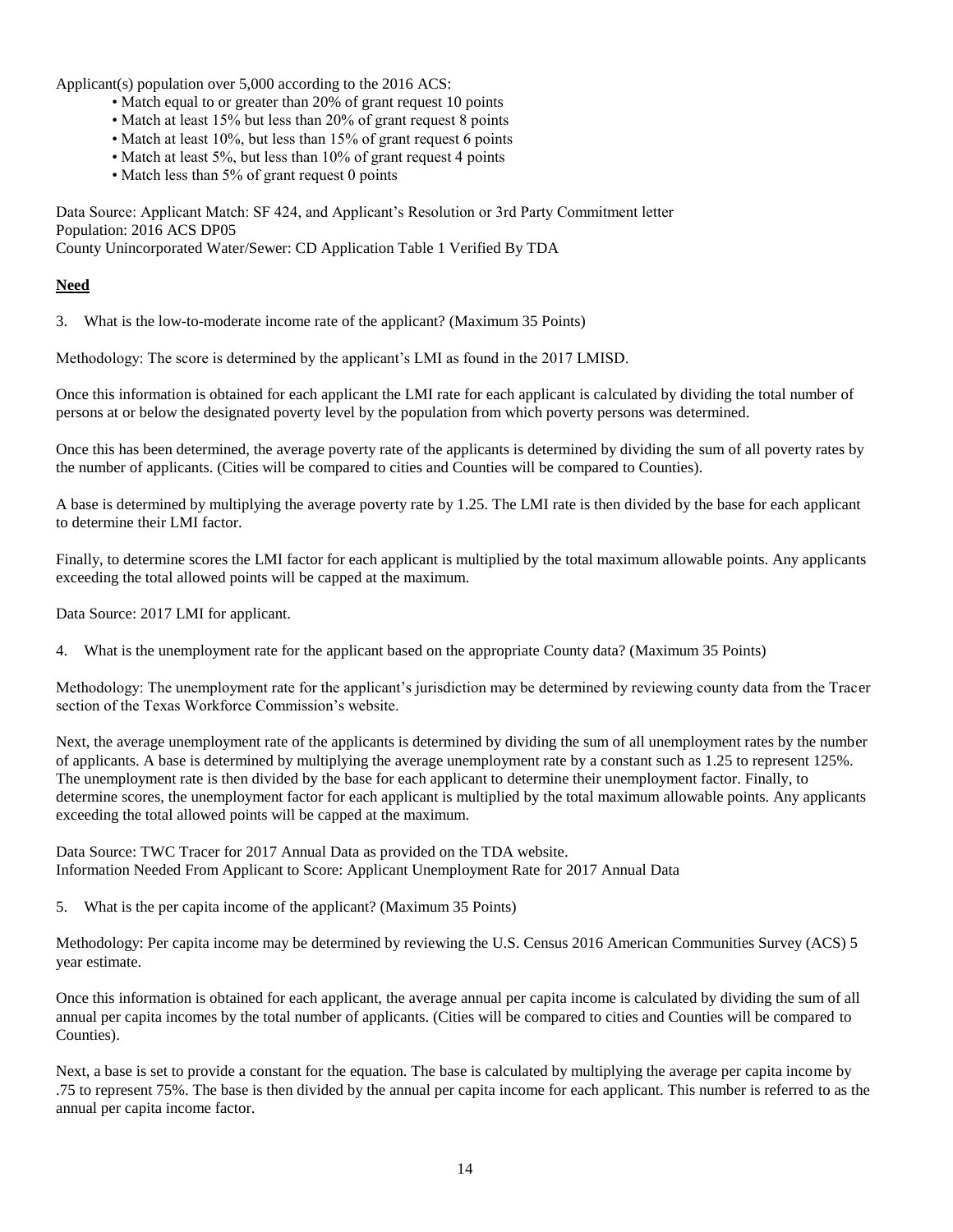Applicant(s) population over 5,000 according to the 2016 ACS:

- Match equal to or greater than 20% of grant request 10 points
- Match at least 15% but less than 20% of grant request 8 points
- Match at least 10%, but less than 15% of grant request 6 points
- Match at least 5%, but less than 10% of grant request 4 points
- Match less than 5% of grant request 0 points

Data Source: Applicant Match: SF 424, and Applicant's Resolution or 3rd Party Commitment letter
Population: 2016 ACS DP05
County Unincorporated Water/Sewer: CD Application Table 1 Verified By TDA

## Need

3. What is the low-to-moderate income rate of the applicant? (Maximum 35 Points)

Methodology: The score is determined by the applicant's LMI as found in the 2017 LMISD.

Once this information is obtained for each applicant the LMI rate for each applicant is calculated by dividing the total number of persons at or below the designated poverty level by the population from which poverty persons was determined.

Once this has been determined, the average poverty rate of the applicants is determined by dividing the sum of all poverty rates by the number of applicants. (Cities will be compared to cities and Counties will be compared to Counties).

A base is determined by multiplying the average poverty rate by 1.25. The LMI rate is then divided by the base for each applicant to determine their LMI factor.

Finally, to determine scores the LMI factor for each applicant is multiplied by the total maximum allowable points. Any applicants exceeding the total allowed points will be capped at the maximum.

Data Source: 2017 LMI for applicant.

4. What is the unemployment rate for the applicant based on the appropriate County data? (Maximum 35 Points)

Methodology: The unemployment rate for the applicant's jurisdiction may be determined by reviewing county data from the Tracer section of the Texas Workforce Commission's website.

Next, the average unemployment rate of the applicants is determined by dividing the sum of all unemployment rates by the number of applicants. A base is determined by multiplying the average unemployment rate by a constant such as 1.25 to represent 125%. The unemployment rate is then divided by the base for each applicant to determine their unemployment factor. Finally, to determine scores, the unemployment factor for each applicant is multiplied by the total maximum allowable points. Any applicants exceeding the total allowed points will be capped at the maximum.

Data Source: TWC Tracer for 2017 Annual Data as provided on the TDA website.
Information Needed From Applicant to Score: Applicant Unemployment Rate for 2017 Annual Data

5. What is the per capita income of the applicant? (Maximum 35 Points)

Methodology: Per capita income may be determined by reviewing the U.S. Census 2016 American Communities Survey (ACS) 5 year estimate.

Once this information is obtained for each applicant, the average annual per capita income is calculated by dividing the sum of all annual per capita incomes by the total number of applicants. (Cities will be compared to cities and Counties will be compared to Counties).

Next, a base is set to provide a constant for the equation. The base is calculated by multiplying the average per capita income by .75 to represent 75%. The base is then divided by the annual per capita income for each applicant. This number is referred to as the annual per capita income factor.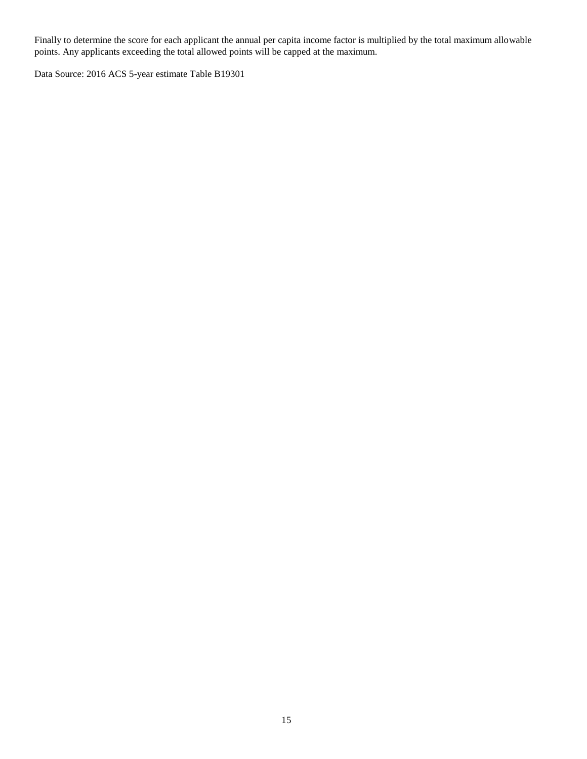Finally to determine the score for each applicant the annual per capita income factor is multiplied by the total maximum allowable points. Any applicants exceeding the total allowed points will be capped at the maximum.

Data Source: 2016 ACS 5-year estimate Table B19301